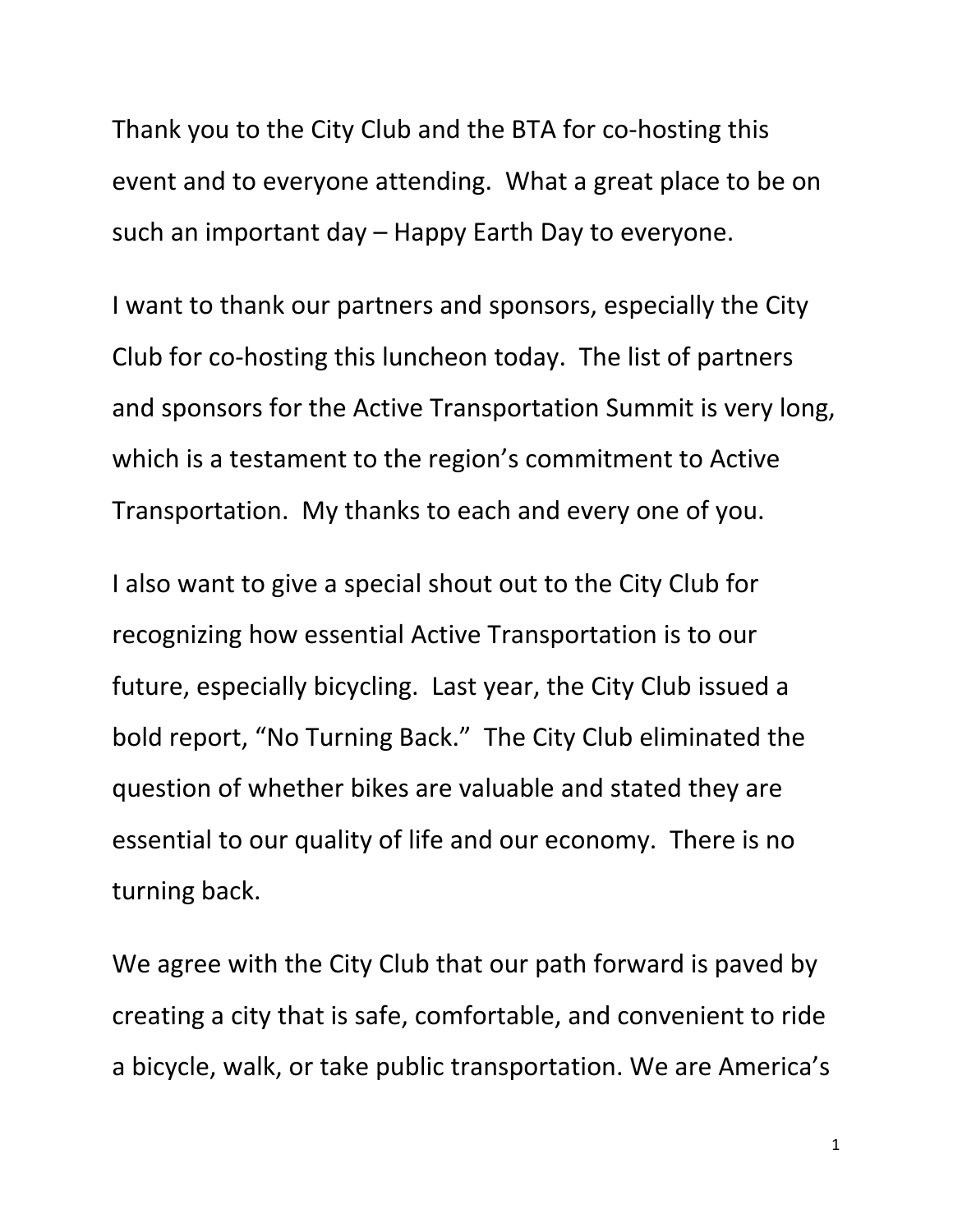Thank you to the City Club and the BTA for co-hosting this event and to everyone attending. What a great place to be on such an important day – Happy Earth Day to everyone.

I want to thank our partners and sponsors, especially the City Club for co-hosting this luncheon today. The list of partners and sponsors for the Active Transportation Summit is very long, which is a testament to the region's commitment to Active Transportation. My thanks to each and every one of you.

I also want to give a special shout out to the City Club for recognizing how essential Active Transportation is to our future, especially bicycling. Last year, the City Club issued a bold report, "No Turning Back." The City Club eliminated the question of whether bikes are valuable and stated they are essential to our quality of life and our economy. There is no turning back.

We agree with the City Club that our path forward is paved by creating a city that is safe, comfortable, and convenient to ride a bicycle, walk, or take public transportation. We are America's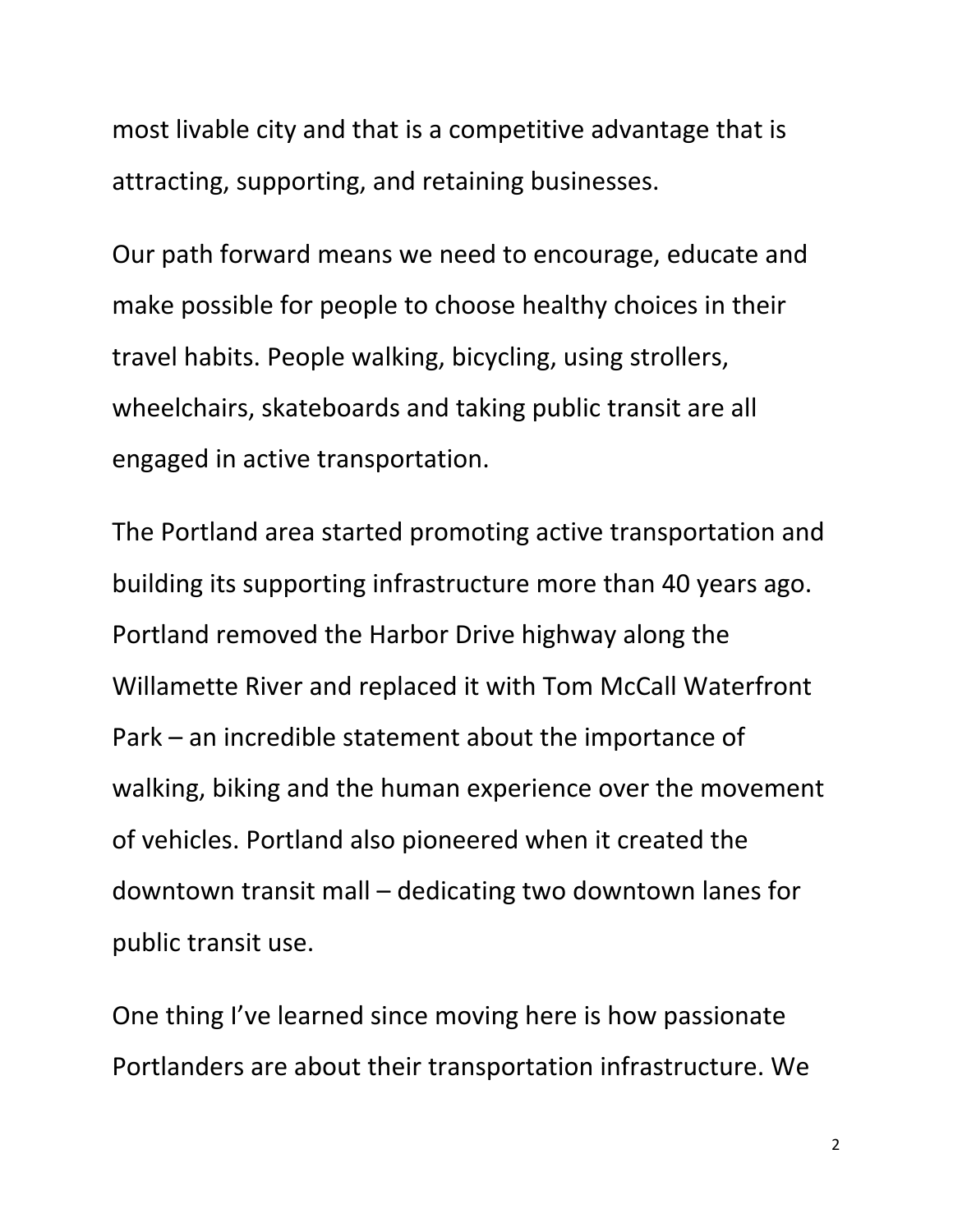most livable city and that is a competitive advantage that is attracting, supporting, and retaining businesses.

Our path forward means we need to encourage, educate and make possible for people to choose healthy choices in their travel habits. People walking, bicycling, using strollers, wheelchairs, skateboards and taking public transit are all engaged in active transportation.

The Portland area started promoting active transportation and building its supporting infrastructure more than 40 years ago. Portland removed the Harbor Drive highway along the Willamette River and replaced it with Tom McCall Waterfront Park – an incredible statement about the importance of walking, biking and the human experience over the movement of vehicles. Portland also pioneered when it created the downtown transit mall – dedicating two downtown lanes for public transit use.

One thing I've learned since moving here is how passionate Portlanders are about their transportation infrastructure. We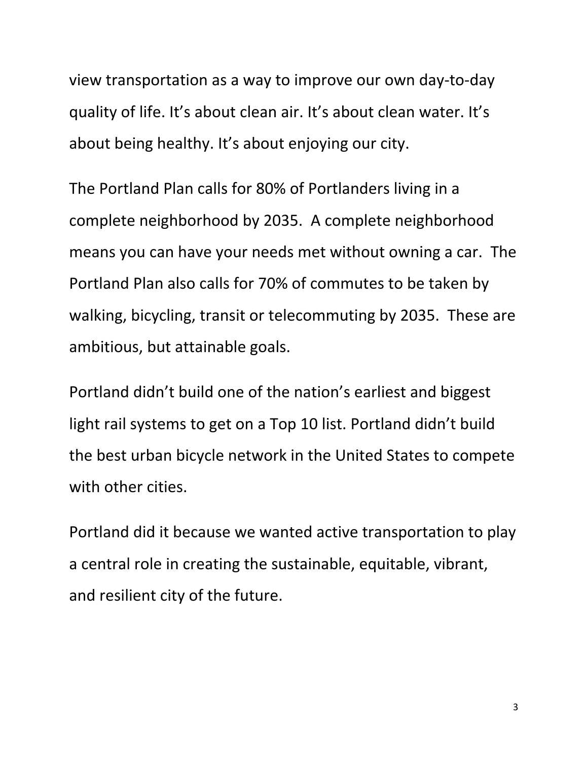view transportation as a way to improve our own day-to-day quality of life. It's about clean air. It's about clean water. It's about being healthy. It's about enjoying our city.

The Portland Plan calls for 80% of Portlanders living in a complete neighborhood by 2035. A complete neighborhood means you can have your needs met without owning a car. The Portland Plan also calls for 70% of commutes to be taken by walking, bicycling, transit or telecommuting by 2035. These are ambitious, but attainable goals.

Portland didn't build one of the nation's earliest and biggest light rail systems to get on a Top 10 list. Portland didn't build the best urban bicycle network in the United States to compete with other cities.

Portland did it because we wanted active transportation to play a central role in creating the sustainable, equitable, vibrant, and resilient city of the future.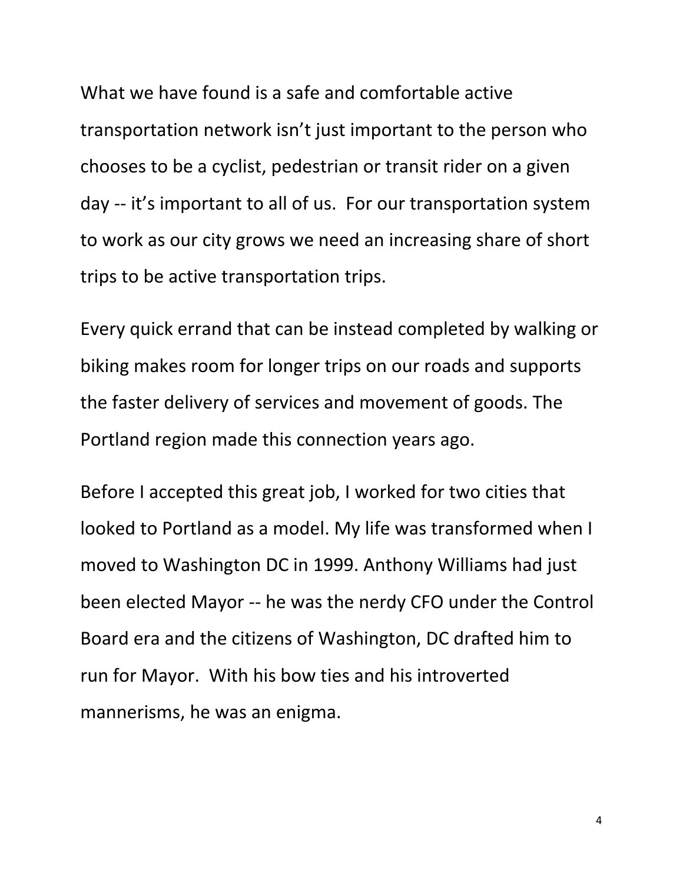What we have found is a safe and comfortable active transportation network isn't just important to the person who chooses to be a cyclist, pedestrian or transit rider on a given day -- it's important to all of us. For our transportation system to work as our city grows we need an increasing share of short trips to be active transportation trips.

Every quick errand that can be instead completed by walking or biking makes room for longer trips on our roads and supports the faster delivery of services and movement of goods. The Portland region made this connection years ago.

Before I accepted this great job, I worked for two cities that looked to Portland as a model. My life was transformed when I moved to Washington DC in 1999. Anthony Williams had just been elected Mayor -- he was the nerdy CFO under the Control Board era and the citizens of Washington, DC drafted him to run for Mayor. With his bow ties and his introverted mannerisms, he was an enigma.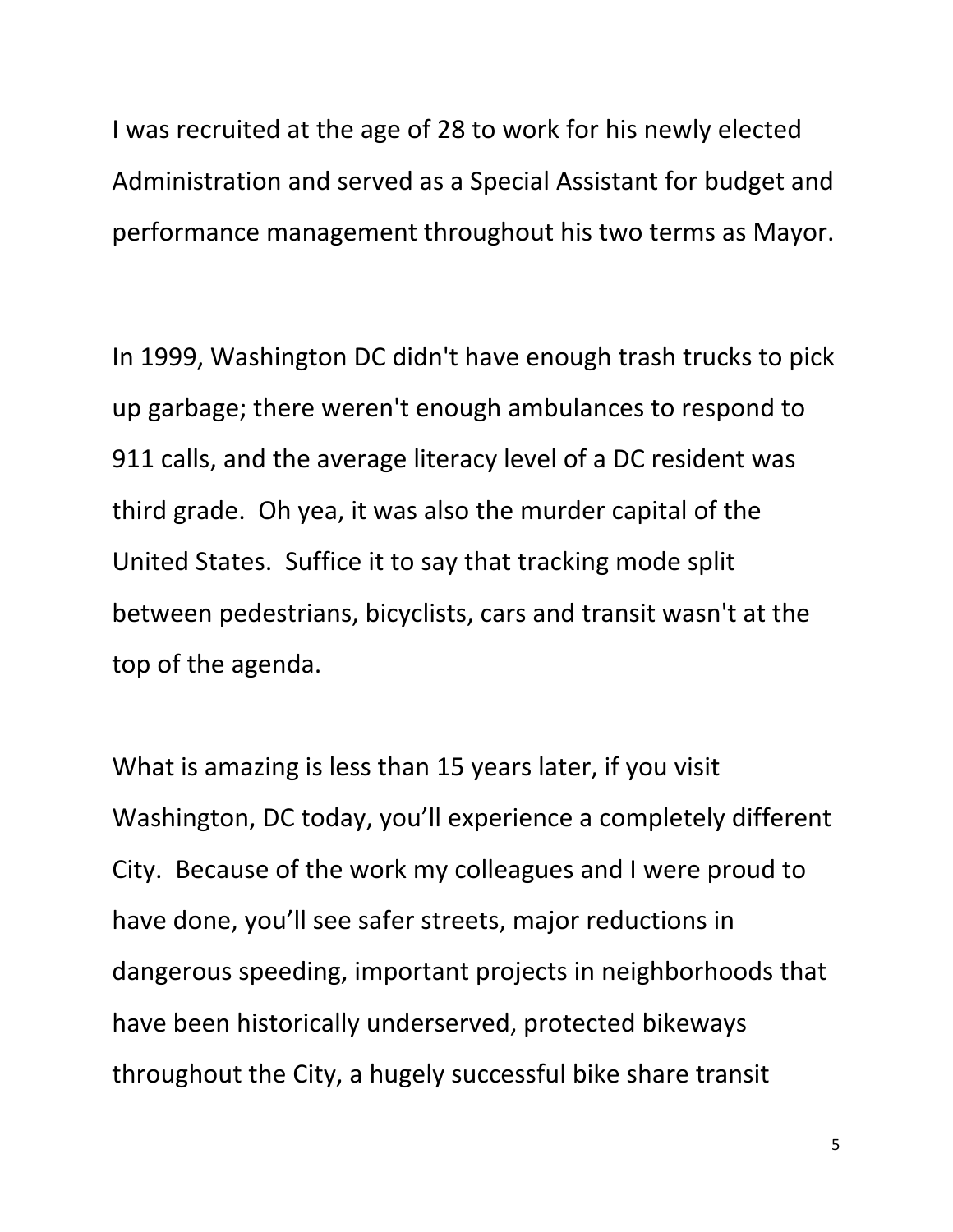I was recruited at the age of 28 to work for his newly elected Administration and served as a Special Assistant for budget and performance management throughout his two terms as Mayor.

In 1999, Washington DC didn't have enough trash trucks to pick up garbage; there weren't enough ambulances to respond to 911 calls, and the average literacy level of a DC resident was third grade. Oh yea, it was also the murder capital of the United States. Suffice it to say that tracking mode split between pedestrians, bicyclists, cars and transit wasn't at the top of the agenda.

What is amazing is less than 15 years later, if you visit Washington, DC today, you'll experience a completely different City. Because of the work my colleagues and I were proud to have done, you'll see safer streets, major reductions in dangerous speeding, important projects in neighborhoods that have been historically underserved, protected bikeways throughout the City, a hugely successful bike share transit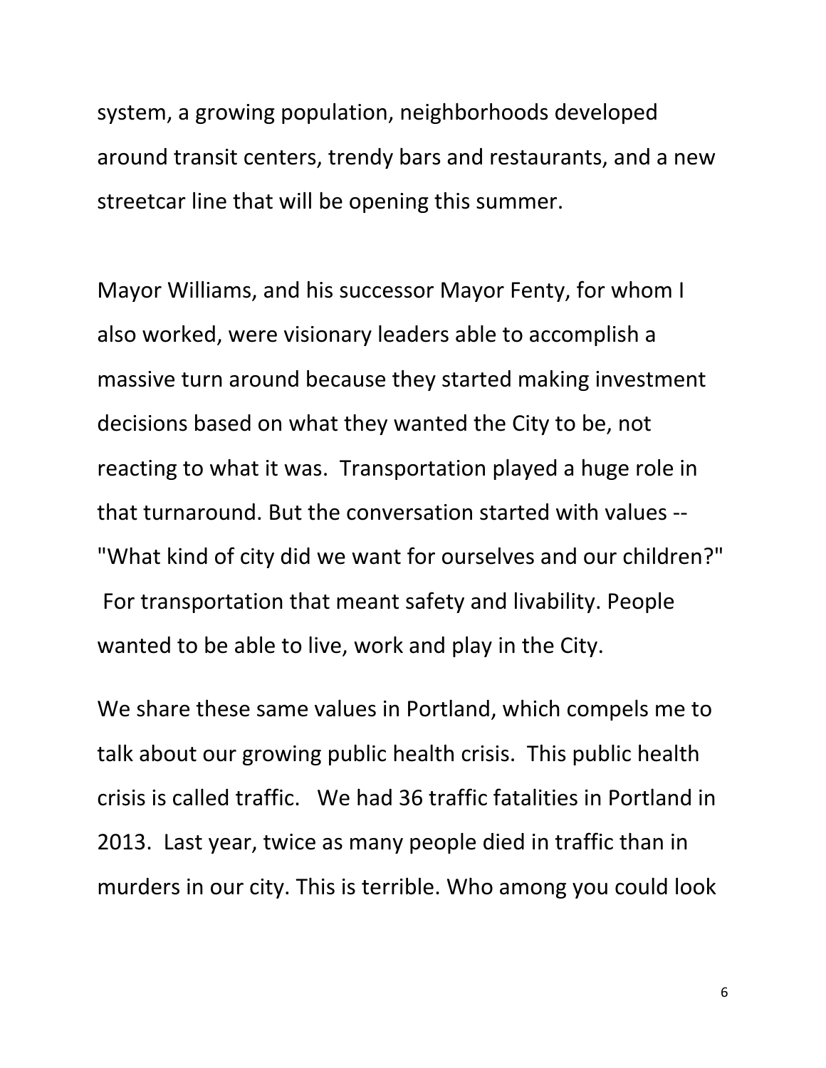system, a growing population, neighborhoods developed around transit centers, trendy bars and restaurants, and a new streetcar line that will be opening this summer.

Mayor Williams, and his successor Mayor Fenty, for whom I also worked, were visionary leaders able to accomplish a massive turn around because they started making investment decisions based on what they wanted the City to be, not reacting to what it was. Transportation played a huge role in that turnaround. But the conversation started with values -- "What kind of city did we want for ourselves and our children?" For transportation that meant safety and livability. People wanted to be able to live, work and play in the City.

We share these same values in Portland, which compels me to talk about our growing public health crisis. This public health crisis is called traffic. We had 36 traffic fatalities in Portland in 2013. Last year, twice as many people died in traffic than in murders in our city. This is terrible. Who among you could look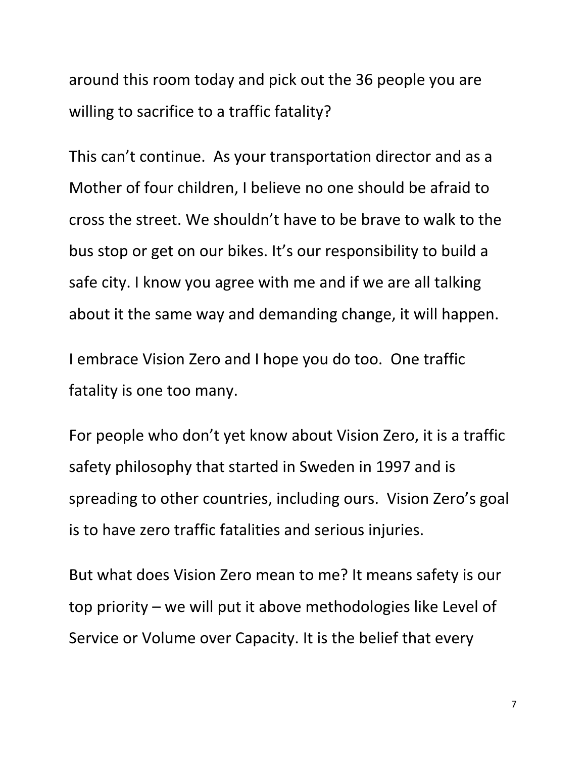around this room today and pick out the 36 people you are willing to sacrifice to a traffic fatality?

This can't continue. As your transportation director and as a Mother of four children, I believe no one should be afraid to cross the street. We shouldn't have to be brave to walk to the bus stop or get on our bikes. It's our responsibility to build a safe city. I know you agree with me and if we are all talking about it the same way and demanding change, it will happen.

I embrace Vision Zero and I hope you do too. One traffic fatality is one too many.

For people who don't yet know about Vision Zero, it is a traffic safety philosophy that started in Sweden in 1997 and is spreading to other countries, including ours. Vision Zero's goal is to have zero traffic fatalities and serious injuries.

But what does Vision Zero mean to me? It means safety is our top priority – we will put it above methodologies like Level of Service or Volume over Capacity. It is the belief that every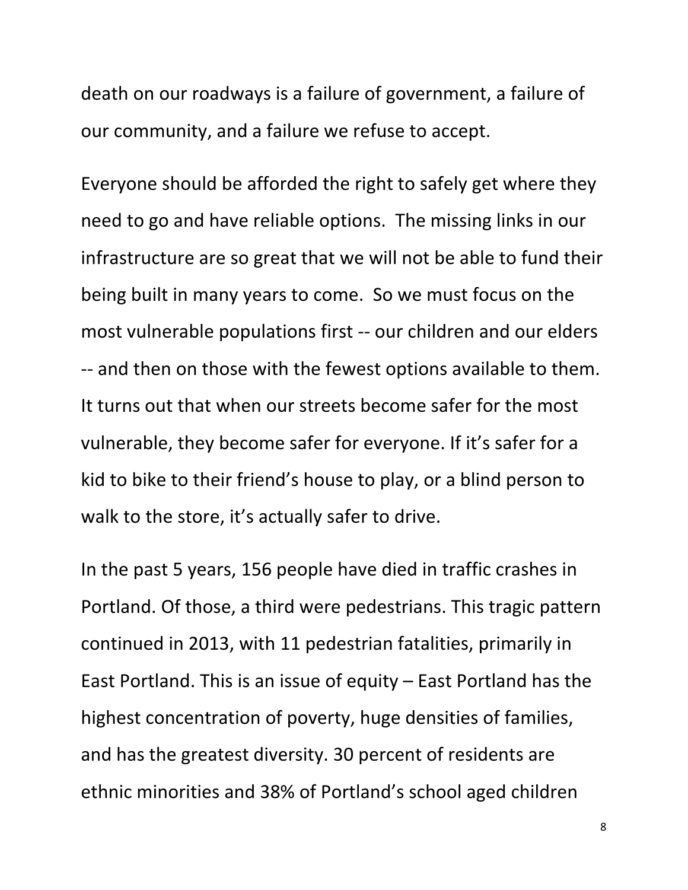death on our roadways is a failure of government, a failure of our community, and a failure we refuse to accept.

Everyone should be afforded the right to safely get where they need to go and have reliable options. The missing links in our infrastructure are so great that we will not be able to fund their being built in many years to come. So we must focus on the most vulnerable populations first -- our children and our elders -- and then on those with the fewest options available to them. It turns out that when our streets become safer for the most vulnerable, they become safer for everyone. If it's safer for a kid to bike to their friend's house to play, or a blind person to walk to the store, it's actually safer to drive.

In the past 5 years, 156 people have died in traffic crashes in Portland. Of those, a third were pedestrians. This tragic pattern continued in 2013, with 11 pedestrian fatalities, primarily in East Portland. This is an issue of equity – East Portland has the highest concentration of poverty, huge densities of families, and has the greatest diversity. 30 percent of residents are ethnic minorities and 38% of Portland's school aged children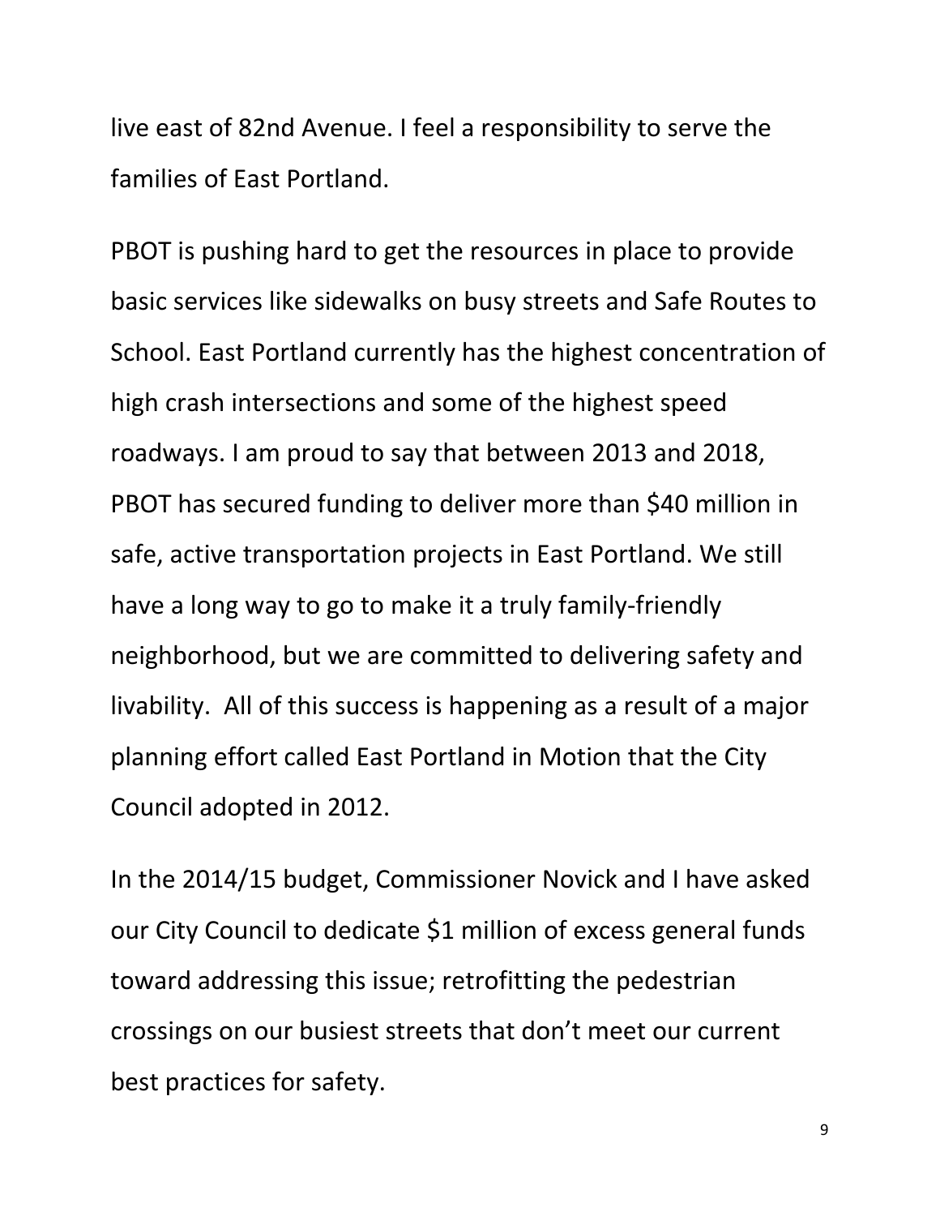live east of 82nd Avenue. I feel a responsibility to serve the families of East Portland.

PBOT is pushing hard to get the resources in place to provide basic services like sidewalks on busy streets and Safe Routes to School. East Portland currently has the highest concentration of high crash intersections and some of the highest speed roadways. I am proud to say that between 2013 and 2018, PBOT has secured funding to deliver more than $40 million in safe, active transportation projects in East Portland. We still have a long way to go to make it a truly family-friendly neighborhood, but we are committed to delivering safety and livability.  All of this success is happening as a result of a major planning effort called East Portland in Motion that the City Council adopted in 2012.

In the 2014/15 budget, Commissioner Novick and I have asked our City Council to dedicate $1 million of excess general funds toward addressing this issue; retrofitting the pedestrian crossings on our busiest streets that don't meet our current best practices for safety.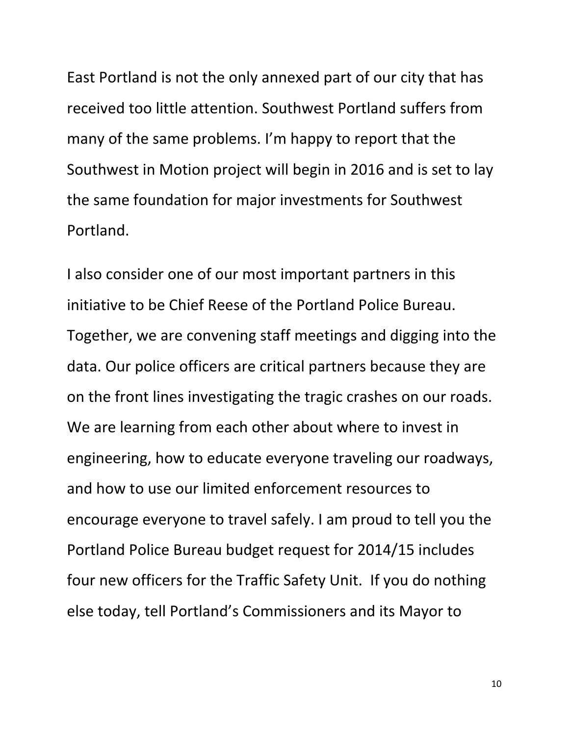East Portland is not the only annexed part of our city that has received too little attention. Southwest Portland suffers from many of the same problems. I'm happy to report that the Southwest in Motion project will begin in 2016 and is set to lay the same foundation for major investments for Southwest Portland.

I also consider one of our most important partners in this initiative to be Chief Reese of the Portland Police Bureau. Together, we are convening staff meetings and digging into the data. Our police officers are critical partners because they are on the front lines investigating the tragic crashes on our roads. We are learning from each other about where to invest in engineering, how to educate everyone traveling our roadways, and how to use our limited enforcement resources to encourage everyone to travel safely. I am proud to tell you the Portland Police Bureau budget request for 2014/15 includes four new officers for the Traffic Safety Unit. If you do nothing else today, tell Portland's Commissioners and its Mayor to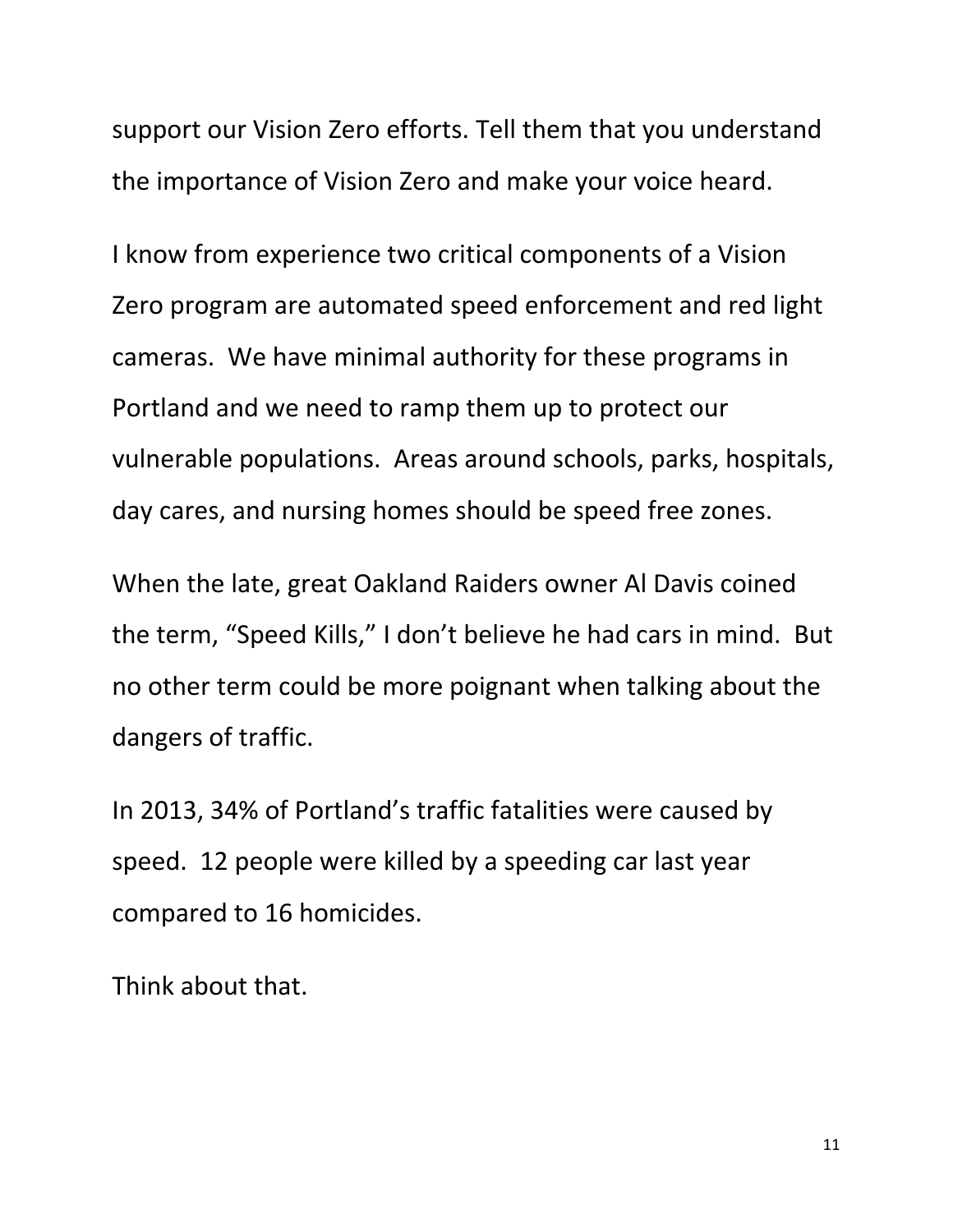support our Vision Zero efforts. Tell them that you understand the importance of Vision Zero and make your voice heard.

I know from experience two critical components of a Vision Zero program are automated speed enforcement and red light cameras. We have minimal authority for these programs in Portland and we need to ramp them up to protect our vulnerable populations. Areas around schools, parks, hospitals, day cares, and nursing homes should be speed free zones.

When the late, great Oakland Raiders owner Al Davis coined the term, "Speed Kills," I don't believe he had cars in mind. But no other term could be more poignant when talking about the dangers of traffic.

In 2013, 34% of Portland's traffic fatalities were caused by speed. 12 people were killed by a speeding car last year compared to 16 homicides.

Think about that.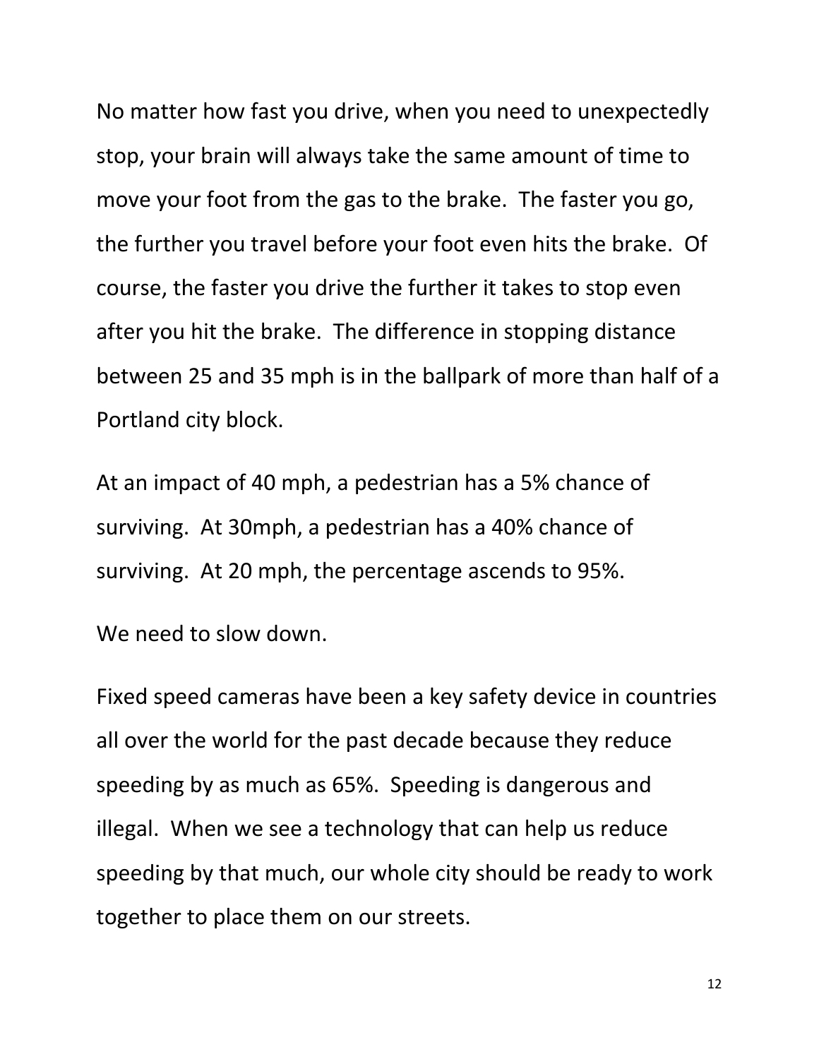No matter how fast you drive, when you need to unexpectedly stop, your brain will always take the same amount of time to move your foot from the gas to the brake. The faster you go, the further you travel before your foot even hits the brake. Of course, the faster you drive the further it takes to stop even after you hit the brake. The difference in stopping distance between 25 and 35 mph is in the ballpark of more than half of a Portland city block.

At an impact of 40 mph, a pedestrian has a 5% chance of surviving. At 30mph, a pedestrian has a 40% chance of surviving. At 20 mph, the percentage ascends to 95%.

We need to slow down.

Fixed speed cameras have been a key safety device in countries all over the world for the past decade because they reduce speeding by as much as 65%. Speeding is dangerous and illegal. When we see a technology that can help us reduce speeding by that much, our whole city should be ready to work together to place them on our streets.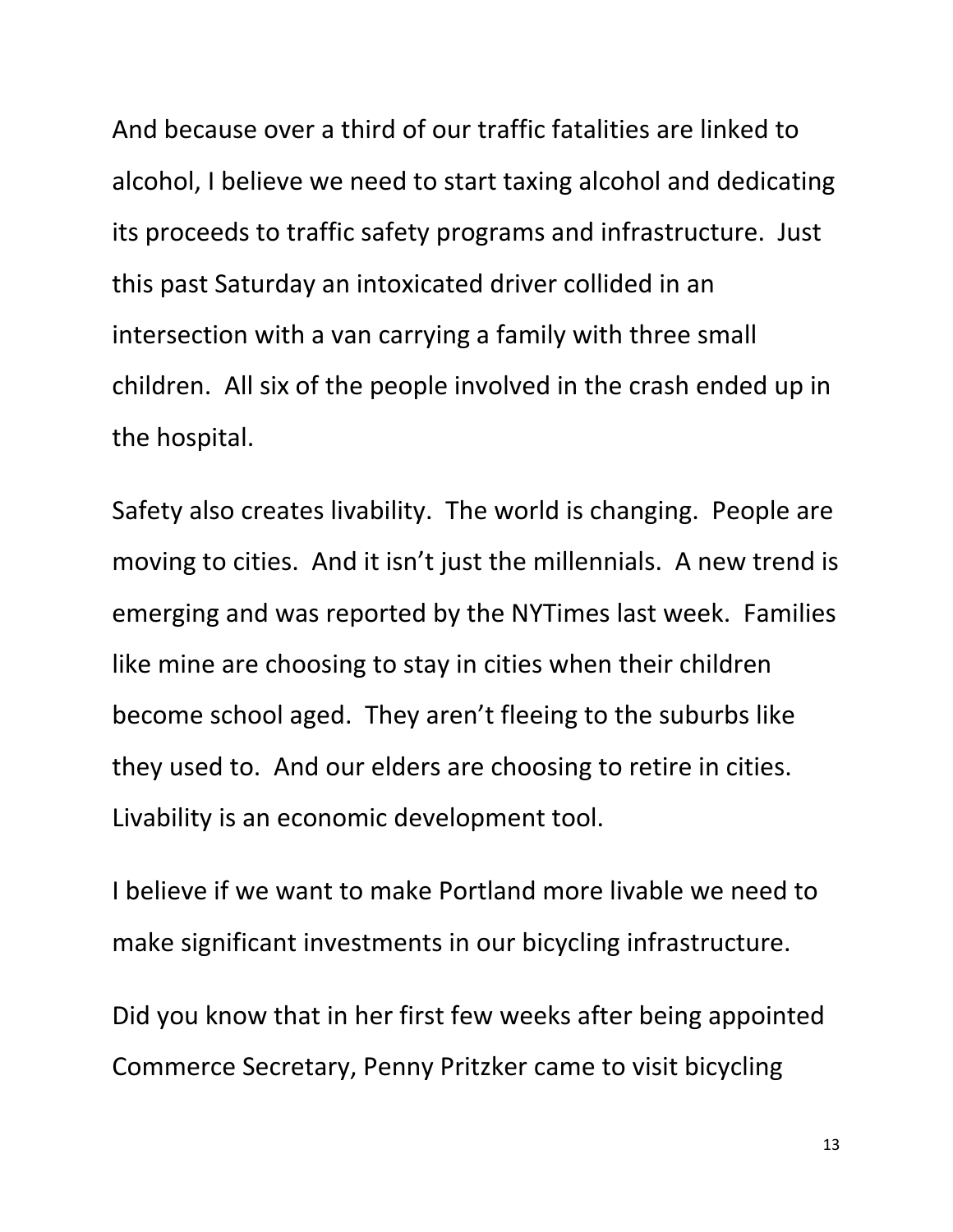And because over a third of our traffic fatalities are linked to alcohol, I believe we need to start taxing alcohol and dedicating its proceeds to traffic safety programs and infrastructure. Just this past Saturday an intoxicated driver collided in an intersection with a van carrying a family with three small children. All six of the people involved in the crash ended up in the hospital.

Safety also creates livability. The world is changing. People are moving to cities. And it isn't just the millennials. A new trend is emerging and was reported by the NYTimes last week. Families like mine are choosing to stay in cities when their children become school aged. They aren't fleeing to the suburbs like they used to. And our elders are choosing to retire in cities. Livability is an economic development tool.

I believe if we want to make Portland more livable we need to make significant investments in our bicycling infrastructure.

Did you know that in her first few weeks after being appointed Commerce Secretary, Penny Pritzker came to visit bicycling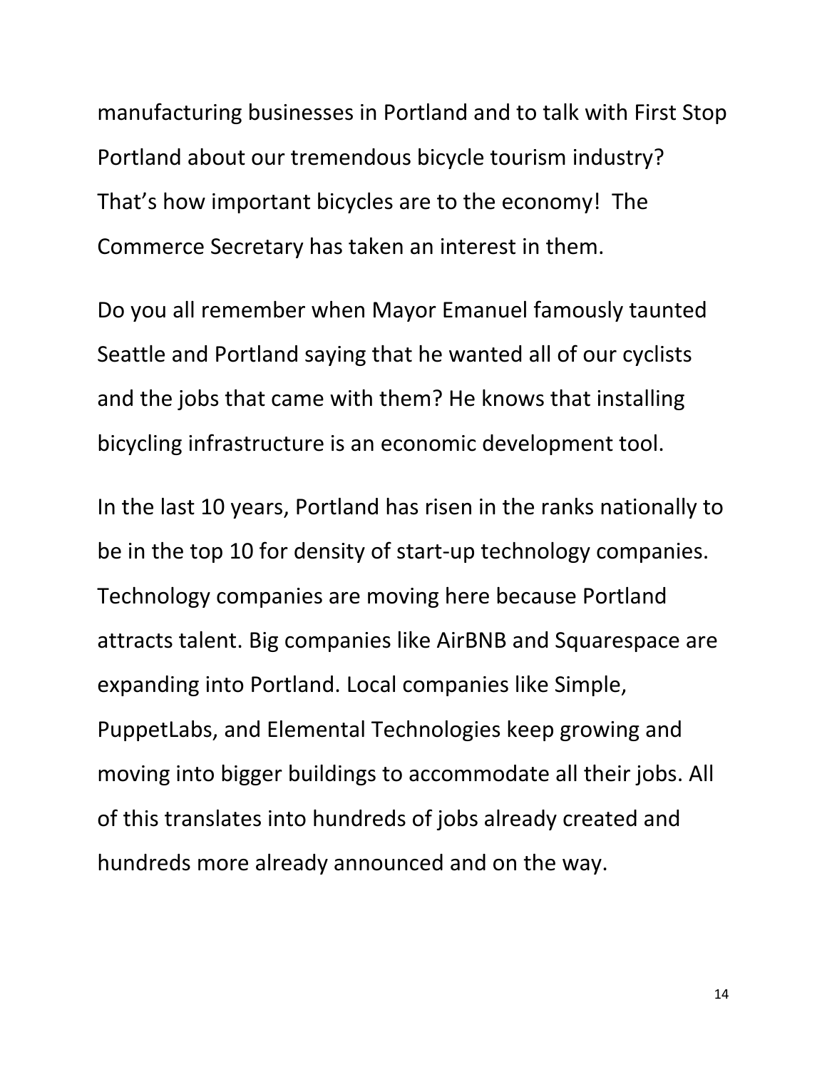manufacturing businesses in Portland and to talk with First Stop Portland about our tremendous bicycle tourism industry? That's how important bicycles are to the economy! The Commerce Secretary has taken an interest in them.

Do you all remember when Mayor Emanuel famously taunted Seattle and Portland saying that he wanted all of our cyclists and the jobs that came with them? He knows that installing bicycling infrastructure is an economic development tool.

In the last 10 years, Portland has risen in the ranks nationally to be in the top 10 for density of start-up technology companies. Technology companies are moving here because Portland attracts talent. Big companies like AirBNB and Squarespace are expanding into Portland. Local companies like Simple, PuppetLabs, and Elemental Technologies keep growing and moving into bigger buildings to accommodate all their jobs. All of this translates into hundreds of jobs already created and hundreds more already announced and on the way.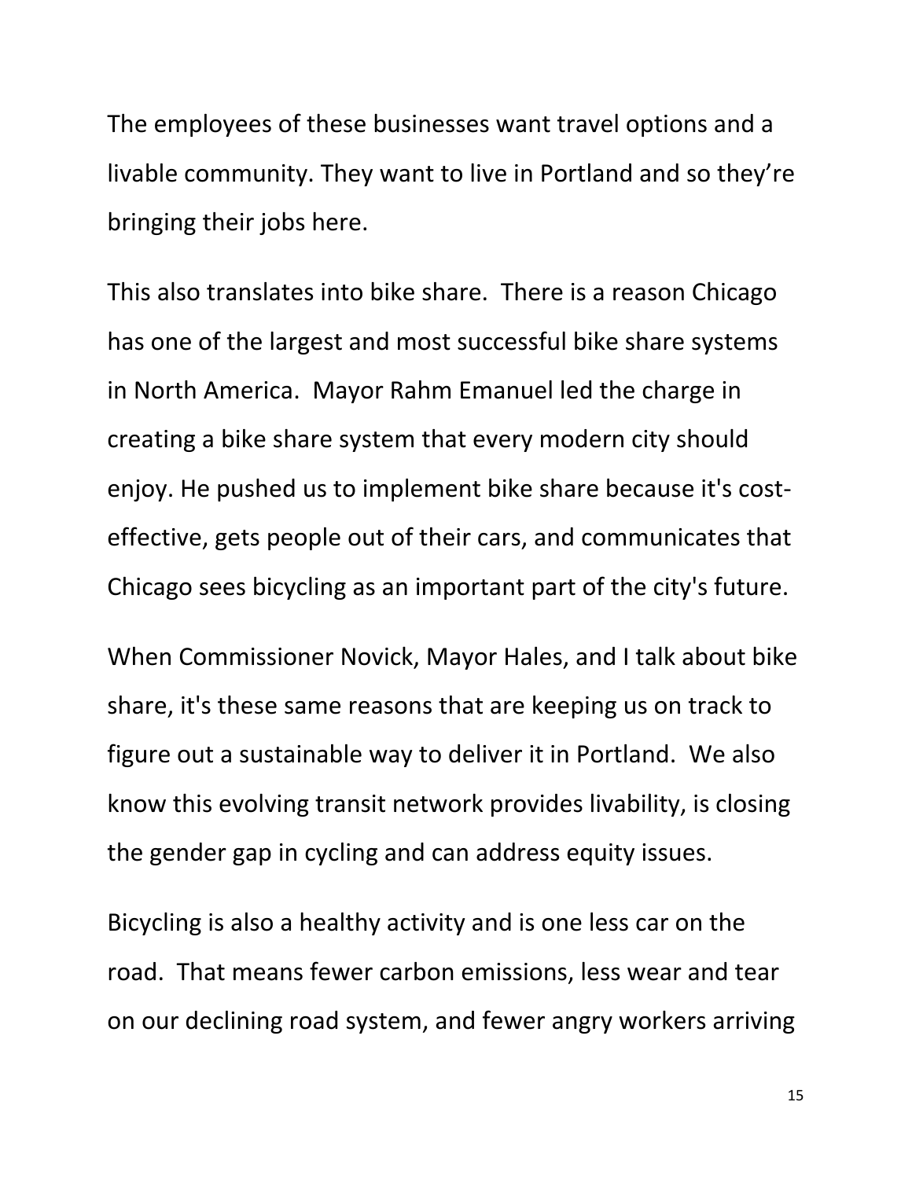The employees of these businesses want travel options and a livable community. They want to live in Portland and so they're bringing their jobs here.

This also translates into bike share. There is a reason Chicago has one of the largest and most successful bike share systems in North America. Mayor Rahm Emanuel led the charge in creating a bike share system that every modern city should enjoy. He pushed us to implement bike share because it's cost-effective, gets people out of their cars, and communicates that Chicago sees bicycling as an important part of the city's future.

When Commissioner Novick, Mayor Hales, and I talk about bike share, it's these same reasons that are keeping us on track to figure out a sustainable way to deliver it in Portland. We also know this evolving transit network provides livability, is closing the gender gap in cycling and can address equity issues.

Bicycling is also a healthy activity and is one less car on the road. That means fewer carbon emissions, less wear and tear on our declining road system, and fewer angry workers arriving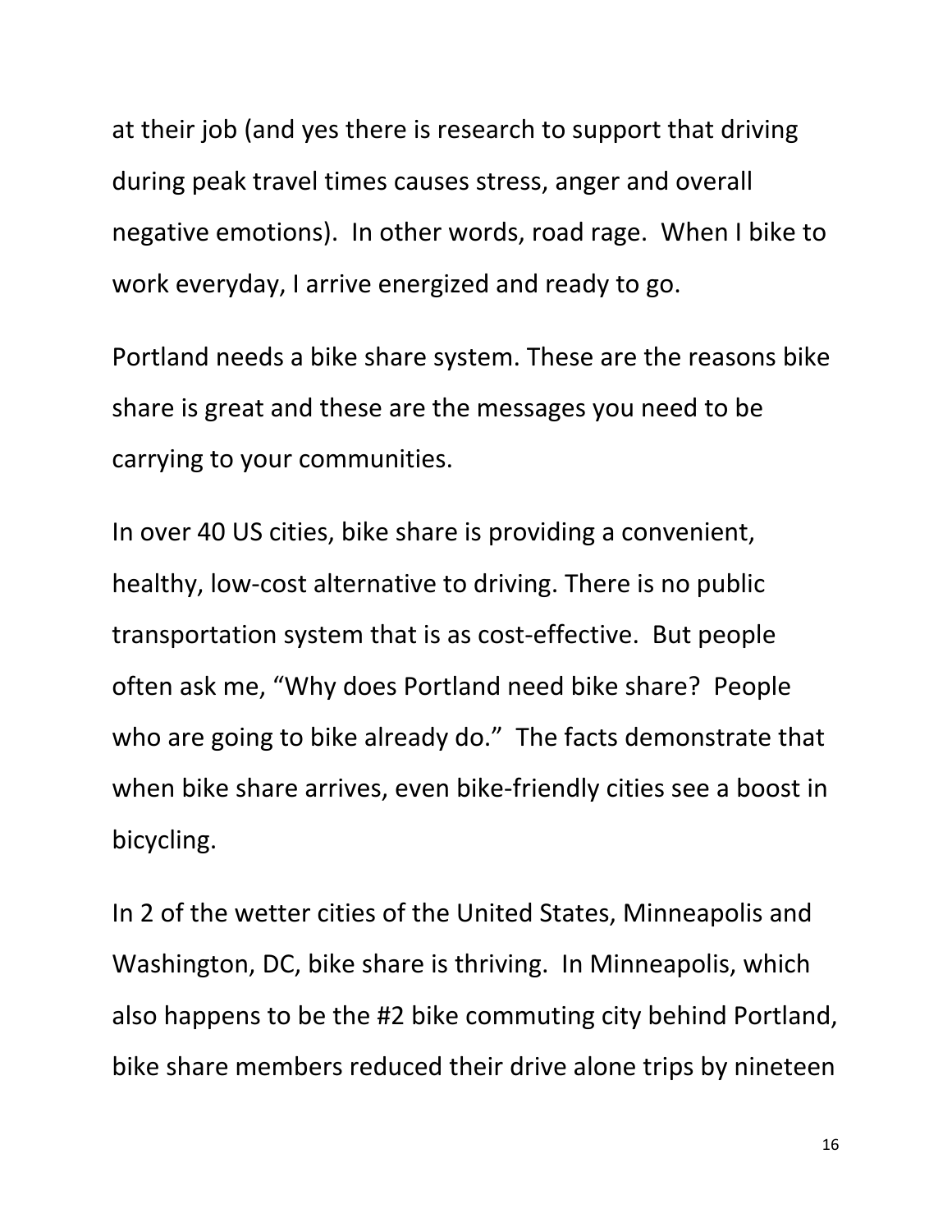at their job (and yes there is research to support that driving during peak travel times causes stress, anger and overall negative emotions). In other words, road rage. When I bike to work everyday, I arrive energized and ready to go.

Portland needs a bike share system. These are the reasons bike share is great and these are the messages you need to be carrying to your communities.

In over 40 US cities, bike share is providing a convenient, healthy, low-cost alternative to driving. There is no public transportation system that is as cost-effective. But people often ask me, "Why does Portland need bike share? People who are going to bike already do." The facts demonstrate that when bike share arrives, even bike-friendly cities see a boost in bicycling.

In 2 of the wetter cities of the United States, Minneapolis and Washington, DC, bike share is thriving. In Minneapolis, which also happens to be the #2 bike commuting city behind Portland, bike share members reduced their drive alone trips by nineteen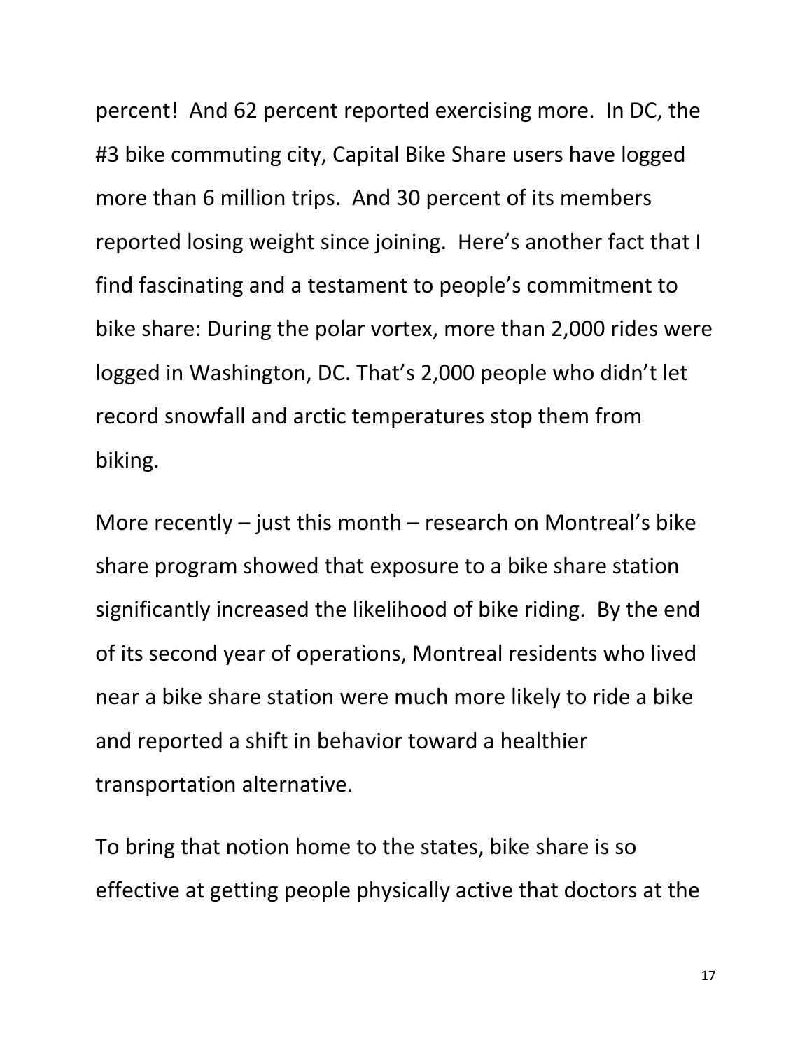percent! And 62 percent reported exercising more. In DC, the #3 bike commuting city, Capital Bike Share users have logged more than 6 million trips. And 30 percent of its members reported losing weight since joining. Here's another fact that I find fascinating and a testament to people's commitment to bike share: During the polar vortex, more than 2,000 rides were logged in Washington, DC. That's 2,000 people who didn't let record snowfall and arctic temperatures stop them from biking.

More recently – just this month – research on Montreal's bike share program showed that exposure to a bike share station significantly increased the likelihood of bike riding. By the end of its second year of operations, Montreal residents who lived near a bike share station were much more likely to ride a bike and reported a shift in behavior toward a healthier transportation alternative.

To bring that notion home to the states, bike share is so effective at getting people physically active that doctors at the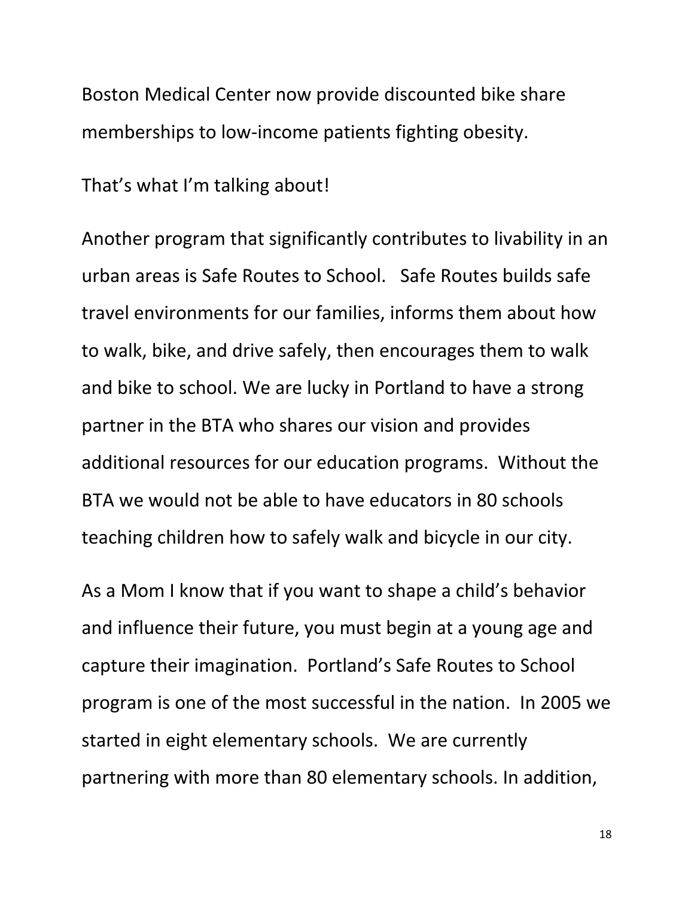Boston Medical Center now provide discounted bike share memberships to low-income patients fighting obesity.

That's what I'm talking about!

Another program that significantly contributes to livability in an urban areas is Safe Routes to School. Safe Routes builds safe travel environments for our families, informs them about how to walk, bike, and drive safely, then encourages them to walk and bike to school. We are lucky in Portland to have a strong partner in the BTA who shares our vision and provides additional resources for our education programs. Without the BTA we would not be able to have educators in 80 schools teaching children how to safely walk and bicycle in our city.

As a Mom I know that if you want to shape a child's behavior and influence their future, you must begin at a young age and capture their imagination. Portland's Safe Routes to School program is one of the most successful in the nation. In 2005 we started in eight elementary schools. We are currently partnering with more than 80 elementary schools. In addition,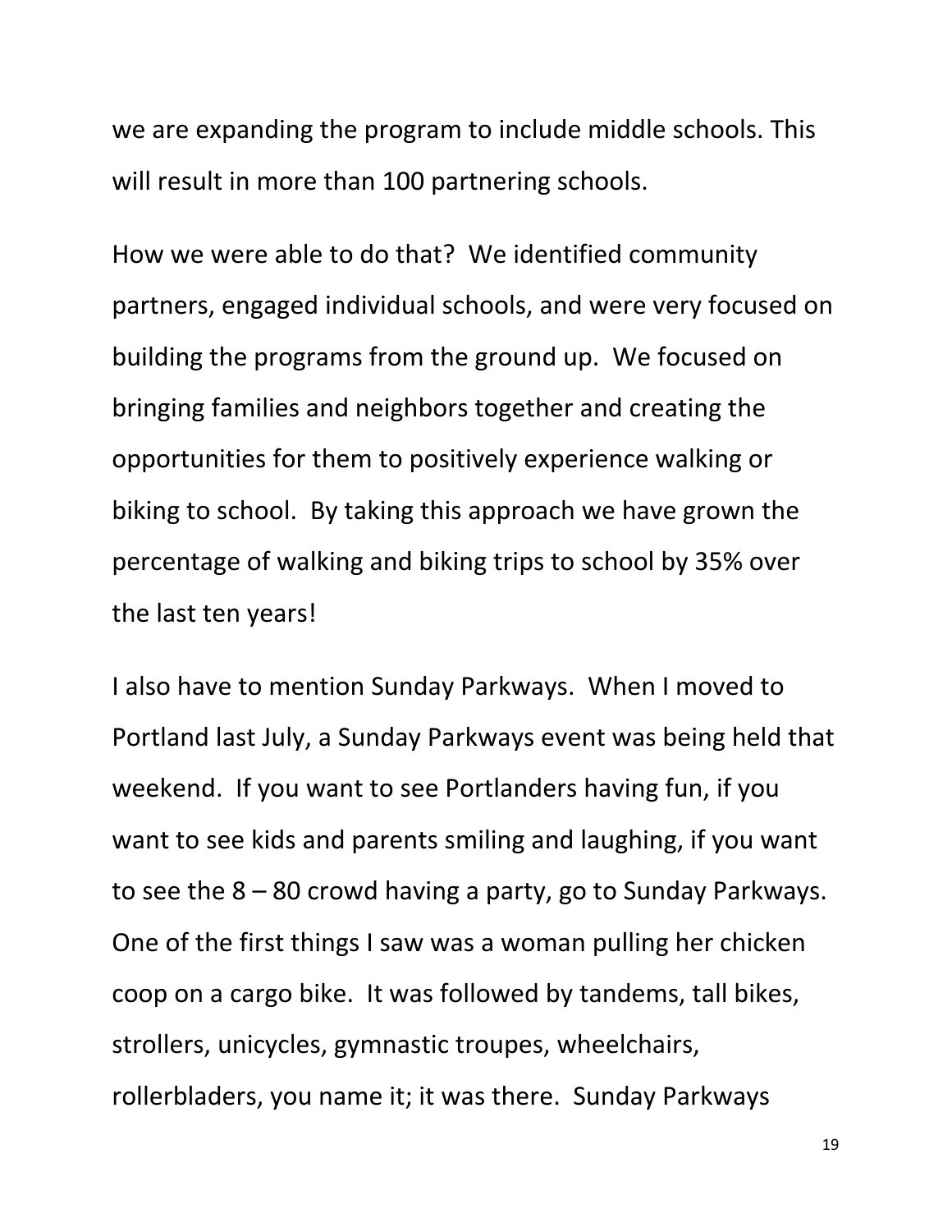we are expanding the program to include middle schools. This will result in more than 100 partnering schools.

How we were able to do that? We identified community partners, engaged individual schools, and were very focused on building the programs from the ground up. We focused on bringing families and neighbors together and creating the opportunities for them to positively experience walking or biking to school. By taking this approach we have grown the percentage of walking and biking trips to school by 35% over the last ten years!

I also have to mention Sunday Parkways. When I moved to Portland last July, a Sunday Parkways event was being held that weekend. If you want to see Portlanders having fun, if you want to see kids and parents smiling and laughing, if you want to see the 8 – 80 crowd having a party, go to Sunday Parkways. One of the first things I saw was a woman pulling her chicken coop on a cargo bike. It was followed by tandems, tall bikes, strollers, unicycles, gymnastic troupes, wheelchairs, rollerbladers, you name it; it was there. Sunday Parkways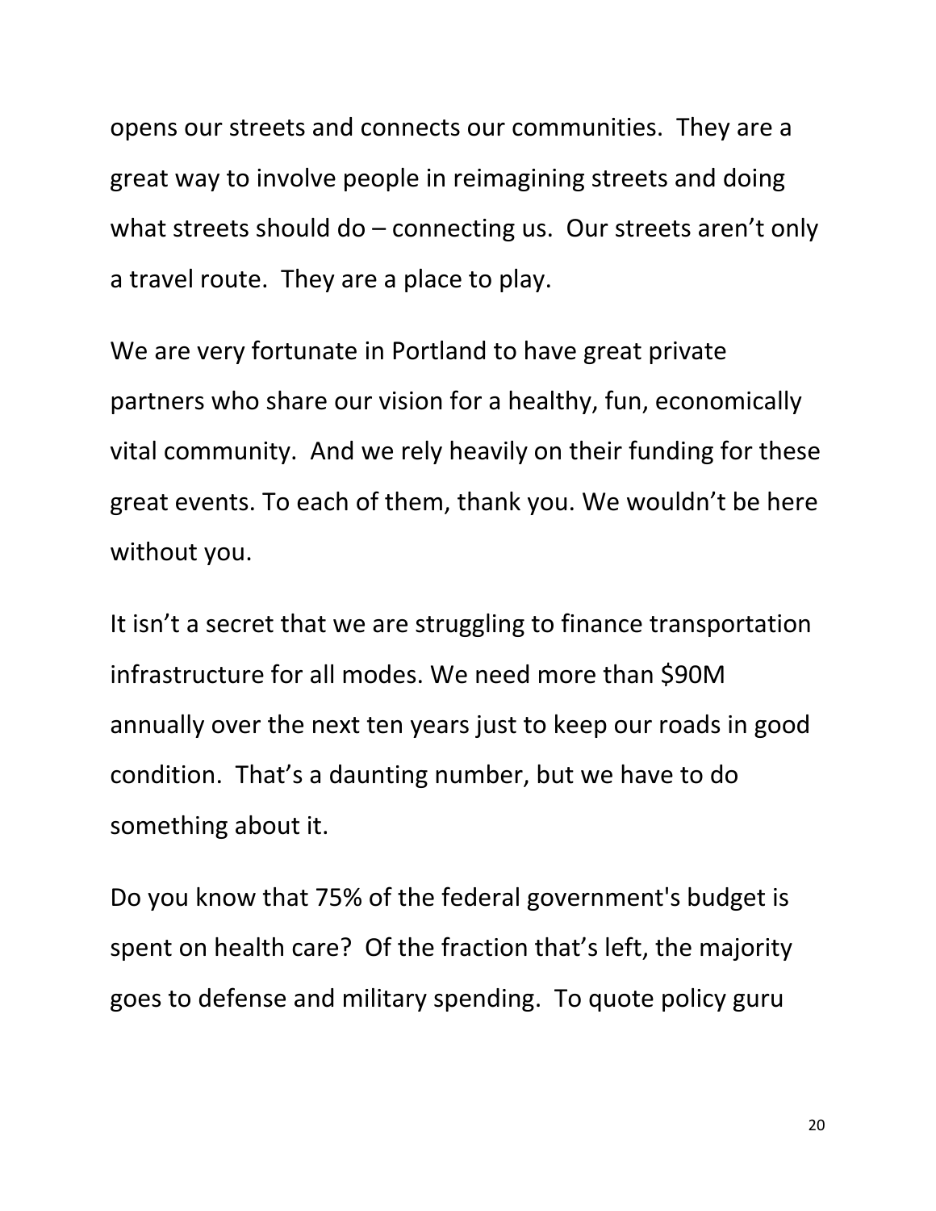opens our streets and connects our communities. They are a great way to involve people in reimagining streets and doing what streets should do – connecting us. Our streets aren't only a travel route. They are a place to play.

We are very fortunate in Portland to have great private partners who share our vision for a healthy, fun, economically vital community. And we rely heavily on their funding for these great events. To each of them, thank you. We wouldn't be here without you.

It isn't a secret that we are struggling to finance transportation infrastructure for all modes. We need more than $90M annually over the next ten years just to keep our roads in good condition. That's a daunting number, but we have to do something about it.

Do you know that 75% of the federal government's budget is spent on health care? Of the fraction that's left, the majority goes to defense and military spending. To quote policy guru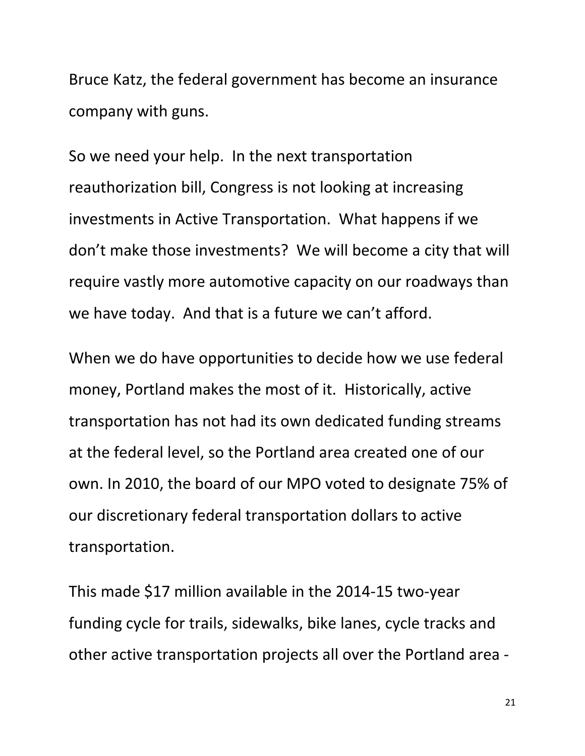Bruce Katz, the federal government has become an insurance company with guns.

So we need your help. In the next transportation reauthorization bill, Congress is not looking at increasing investments in Active Transportation. What happens if we don't make those investments? We will become a city that will require vastly more automotive capacity on our roadways than we have today. And that is a future we can't afford.

When we do have opportunities to decide how we use federal money, Portland makes the most of it. Historically, active transportation has not had its own dedicated funding streams at the federal level, so the Portland area created one of our own. In 2010, the board of our MPO voted to designate 75% of our discretionary federal transportation dollars to active transportation.

This made $17 million available in the 2014-15 two-year funding cycle for trails, sidewalks, bike lanes, cycle tracks and other active transportation projects all over the Portland area -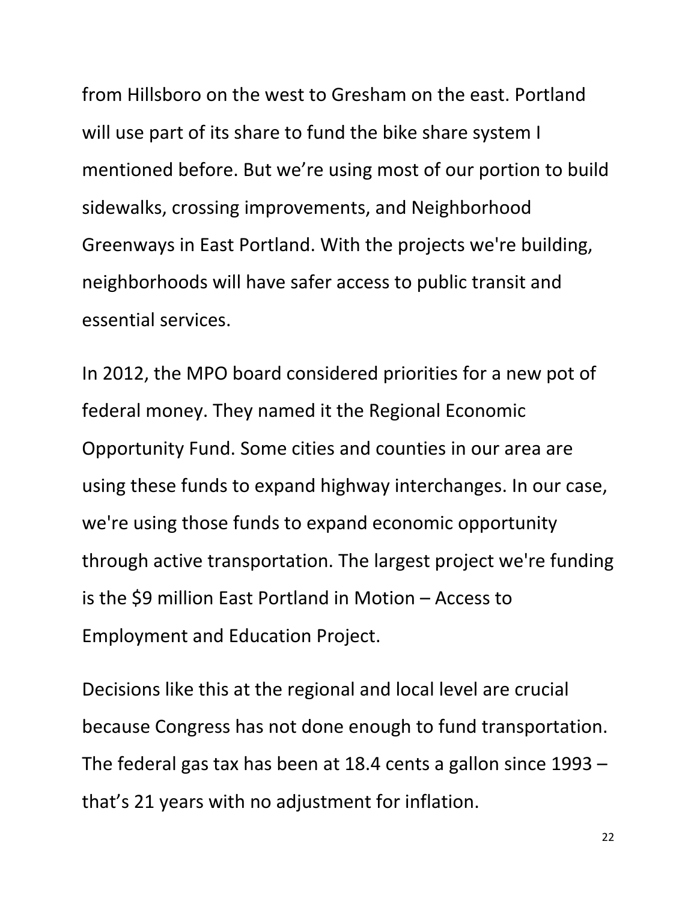from Hillsboro on the west to Gresham on the east. Portland will use part of its share to fund the bike share system I mentioned before. But we’re using most of our portion to build sidewalks, crossing improvements, and Neighborhood Greenways in East Portland. With the projects we're building, neighborhoods will have safer access to public transit and essential services.

In 2012, the MPO board considered priorities for a new pot of federal money. They named it the Regional Economic Opportunity Fund. Some cities and counties in our area are using these funds to expand highway interchanges. In our case, we're using those funds to expand economic opportunity through active transportation. The largest project we're funding is the $9 million East Portland in Motion – Access to Employment and Education Project.

Decisions like this at the regional and local level are crucial because Congress has not done enough to fund transportation. The federal gas tax has been at 18.4 cents a gallon since 1993 – that’s 21 years with no adjustment for inflation.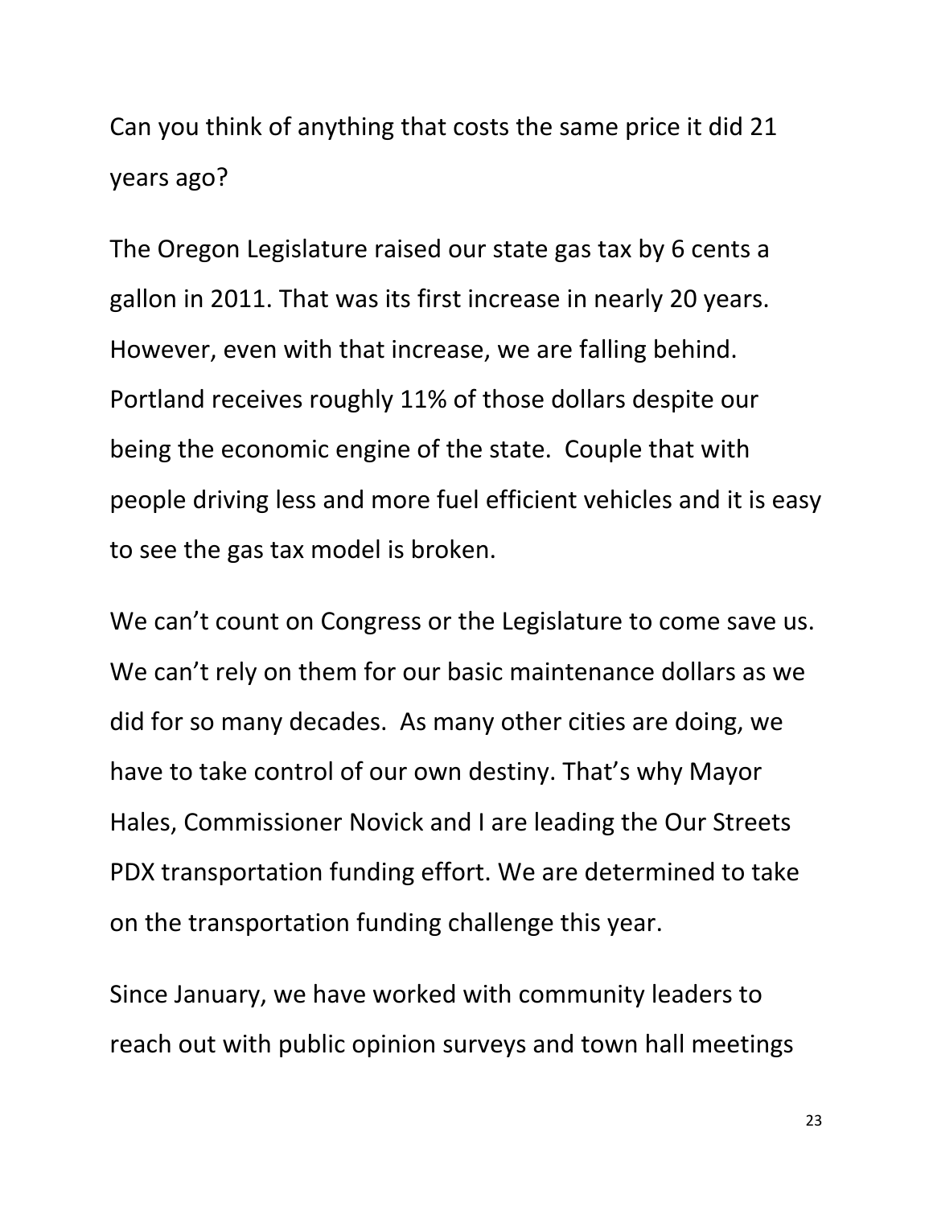Can you think of anything that costs the same price it did 21 years ago?

The Oregon Legislature raised our state gas tax by 6 cents a gallon in 2011. That was its first increase in nearly 20 years. However, even with that increase, we are falling behind. Portland receives roughly 11% of those dollars despite our being the economic engine of the state. Couple that with people driving less and more fuel efficient vehicles and it is easy to see the gas tax model is broken.

We can't count on Congress or the Legislature to come save us. We can't rely on them for our basic maintenance dollars as we did for so many decades. As many other cities are doing, we have to take control of our own destiny. That's why Mayor Hales, Commissioner Novick and I are leading the Our Streets PDX transportation funding effort. We are determined to take on the transportation funding challenge this year.

Since January, we have worked with community leaders to reach out with public opinion surveys and town hall meetings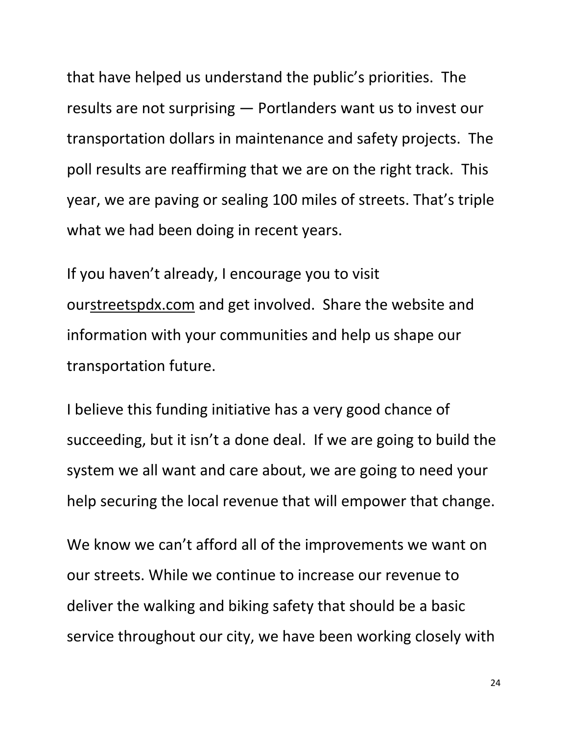that have helped us understand the public's priorities. The results are not surprising — Portlanders want us to invest our transportation dollars in maintenance and safety projects. The poll results are reaffirming that we are on the right track. This year, we are paving or sealing 100 miles of streets. That's triple what we had been doing in recent years.

If you haven't already, I encourage you to visit ourstreetspdx.com and get involved. Share the website and information with your communities and help us shape our transportation future.

I believe this funding initiative has a very good chance of succeeding, but it isn't a done deal. If we are going to build the system we all want and care about, we are going to need your help securing the local revenue that will empower that change.

We know we can't afford all of the improvements we want on our streets. While we continue to increase our revenue to deliver the walking and biking safety that should be a basic service throughout our city, we have been working closely with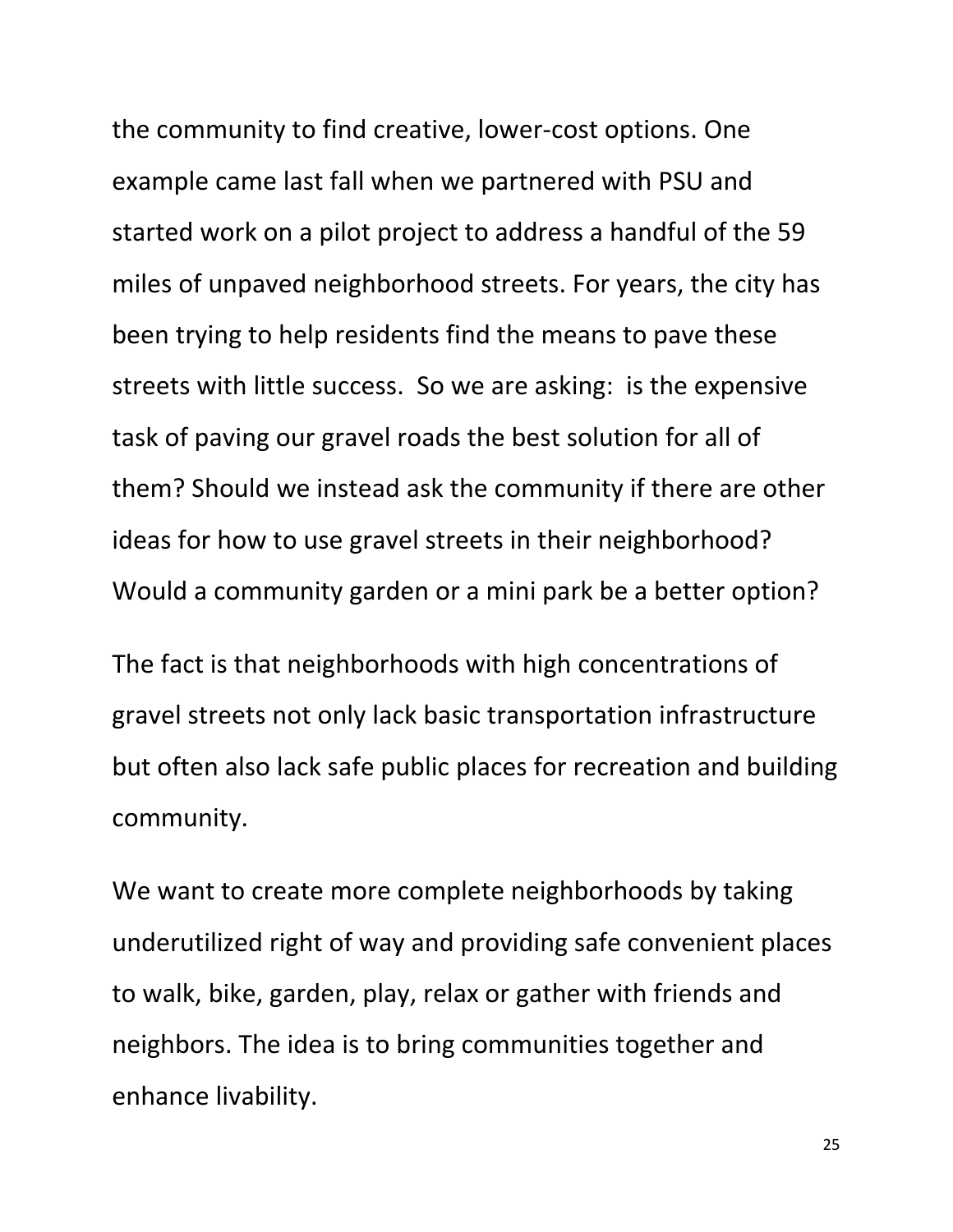the community to find creative, lower-cost options. One example came last fall when we partnered with PSU and started work on a pilot project to address a handful of the 59 miles of unpaved neighborhood streets. For years, the city has been trying to help residents find the means to pave these streets with little success.  So we are asking:  is the expensive task of paving our gravel roads the best solution for all of them? Should we instead ask the community if there are other ideas for how to use gravel streets in their neighborhood? Would a community garden or a mini park be a better option?

The fact is that neighborhoods with high concentrations of gravel streets not only lack basic transportation infrastructure but often also lack safe public places for recreation and building community.

We want to create more complete neighborhoods by taking underutilized right of way and providing safe convenient places to walk, bike, garden, play, relax or gather with friends and neighbors. The idea is to bring communities together and enhance livability.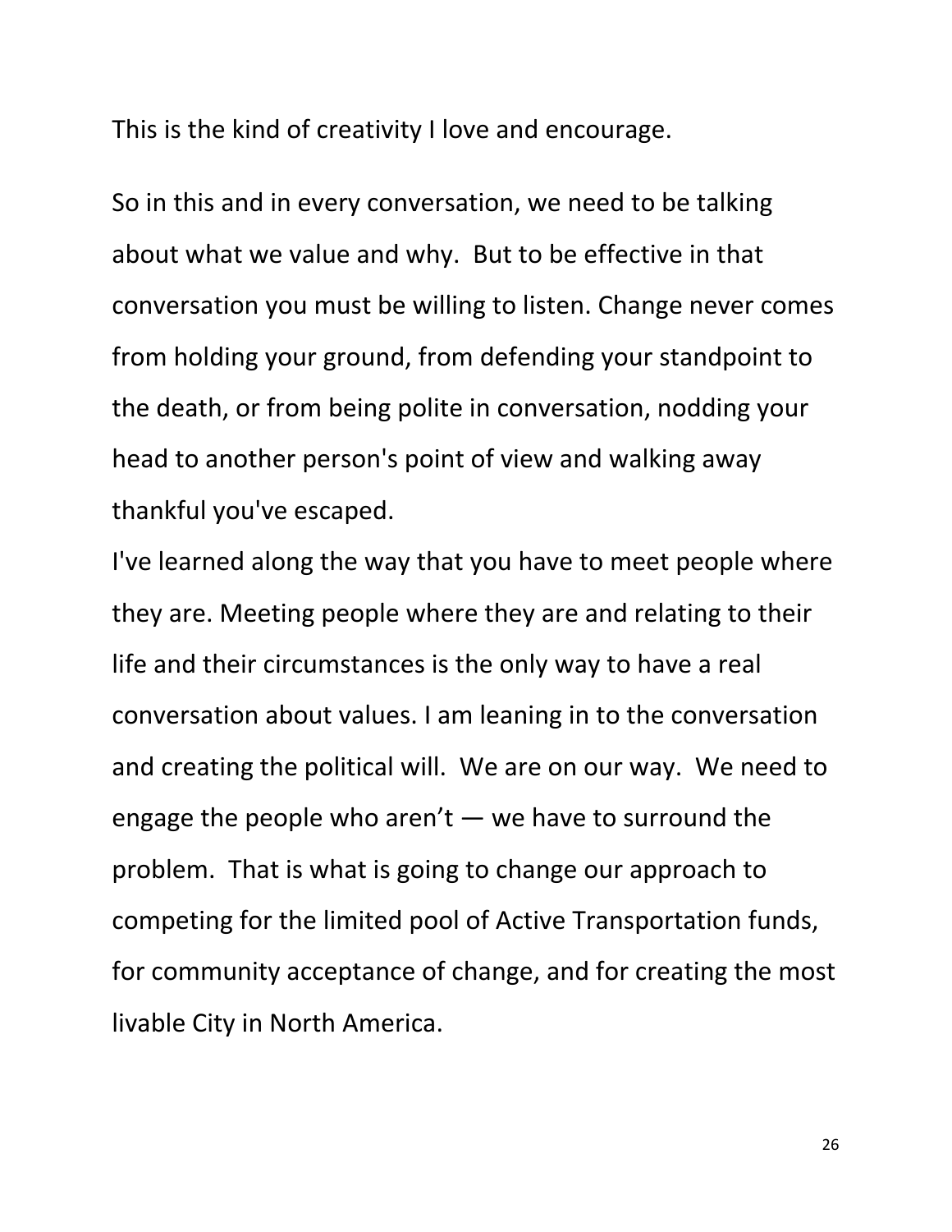This is the kind of creativity I love and encourage.

So in this and in every conversation, we need to be talking about what we value and why. But to be effective in that conversation you must be willing to listen. Change never comes from holding your ground, from defending your standpoint to the death, or from being polite in conversation, nodding your head to another person's point of view and walking away thankful you've escaped.

I've learned along the way that you have to meet people where they are. Meeting people where they are and relating to their life and their circumstances is the only way to have a real conversation about values. I am leaning in to the conversation and creating the political will. We are on our way. We need to engage the people who aren't — we have to surround the problem. That is what is going to change our approach to competing for the limited pool of Active Transportation funds, for community acceptance of change, and for creating the most livable City in North America.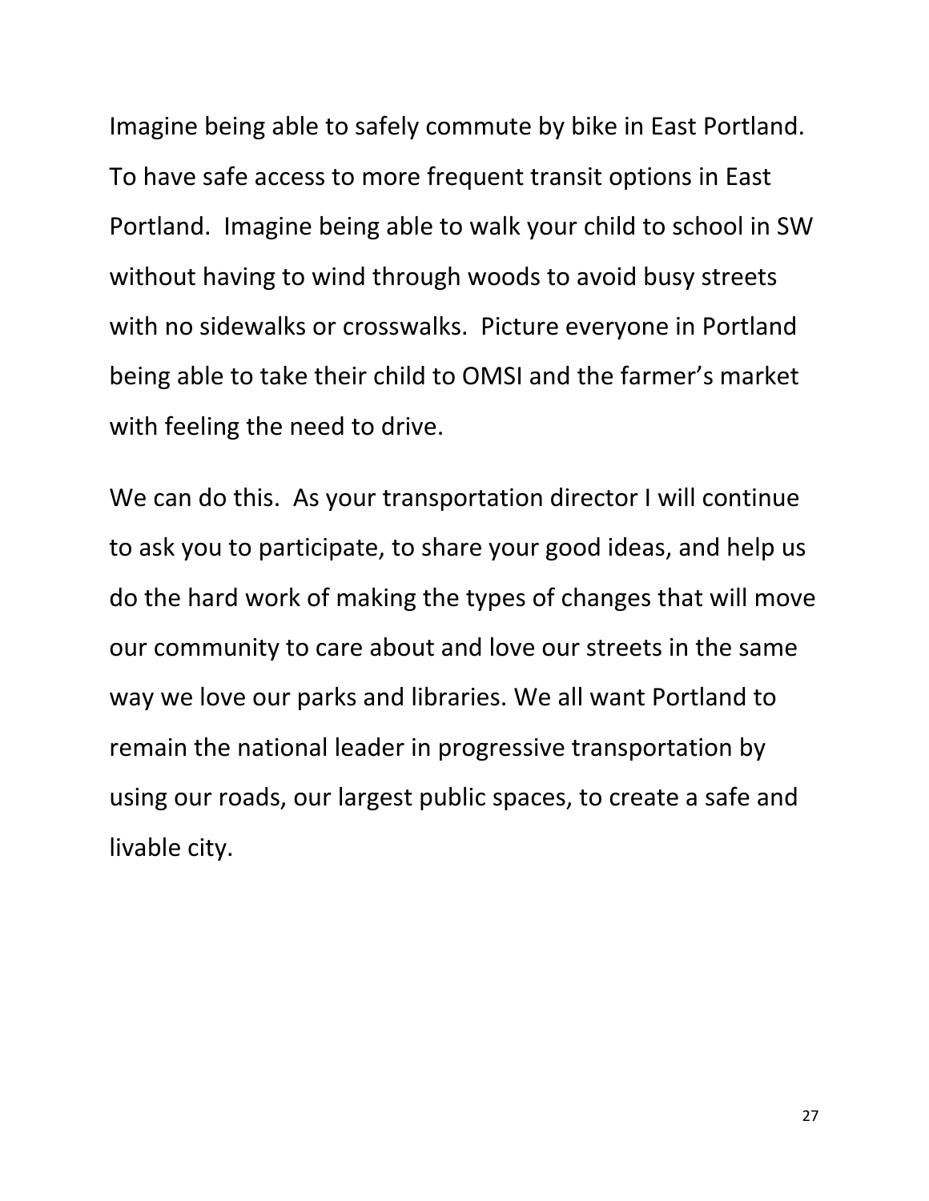Imagine being able to safely commute by bike in East Portland. To have safe access to more frequent transit options in East Portland. Imagine being able to walk your child to school in SW without having to wind through woods to avoid busy streets with no sidewalks or crosswalks. Picture everyone in Portland being able to take their child to OMSI and the farmer's market with feeling the need to drive.

We can do this. As your transportation director I will continue to ask you to participate, to share your good ideas, and help us do the hard work of making the types of changes that will move our community to care about and love our streets in the same way we love our parks and libraries. We all want Portland to remain the national leader in progressive transportation by using our roads, our largest public spaces, to create a safe and livable city.